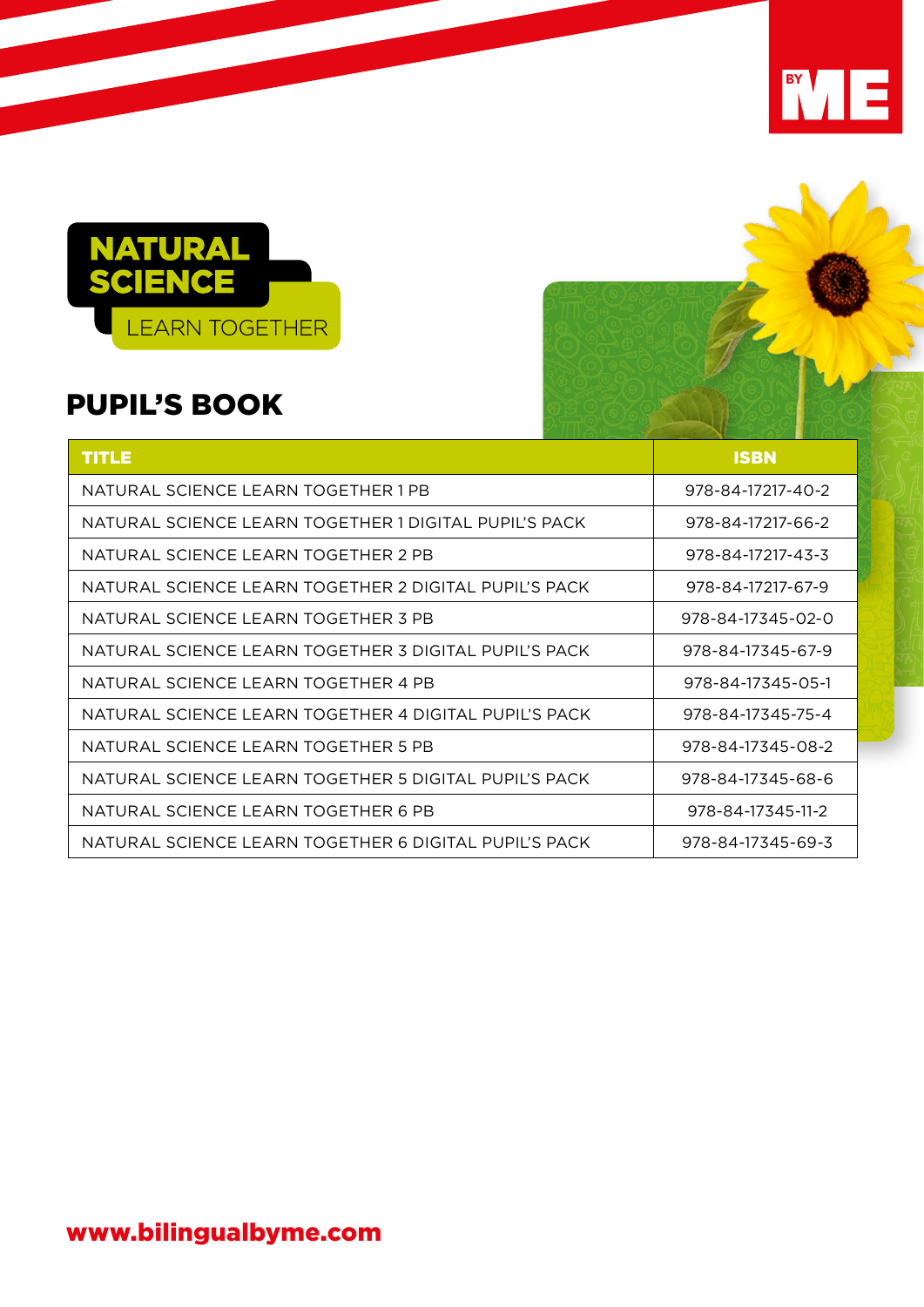BY ME

# NATURAL SCIENCE

LEARN TOGETHER

## PUPIL'S BOOK

| TITLE | ISBN |
|---|---|
| NATURAL SCIENCE LEARN TOGETHER 1 PB | 978-84-17217-40-2 |
| NATURAL SCIENCE LEARN TOGETHER 1 DIGITAL PUPIL'S PACK | 978-84-17217-66-2 |
| NATURAL SCIENCE LEARN TOGETHER 2 PB | 978-84-17217-43-3 |
| NATURAL SCIENCE LEARN TOGETHER 2 DIGITAL PUPIL'S PACK | 978-84-17217-67-9 |
| NATURAL SCIENCE LEARN TOGETHER 3 PB | 978-84-17345-02-0 |
| NATURAL SCIENCE LEARN TOGETHER 3 DIGITAL PUPIL'S PACK | 978-84-17345-67-9 |
| NATURAL SCIENCE LEARN TOGETHER 4 PB | 978-84-17345-05-1 |
| NATURAL SCIENCE LEARN TOGETHER 4 DIGITAL PUPIL'S PACK | 978-84-17345-75-4 |
| NATURAL SCIENCE LEARN TOGETHER 5 PB | 978-84-17345-08-2 |
| NATURAL SCIENCE LEARN TOGETHER 5 DIGITAL PUPIL'S PACK | 978-84-17345-68-6 |
| NATURAL SCIENCE LEARN TOGETHER 6 PB | 978-84-17345-11-2 |
| NATURAL SCIENCE LEARN TOGETHER 6 DIGITAL PUPIL'S PACK | 978-84-17345-69-3 |

www.bilingualbyme.com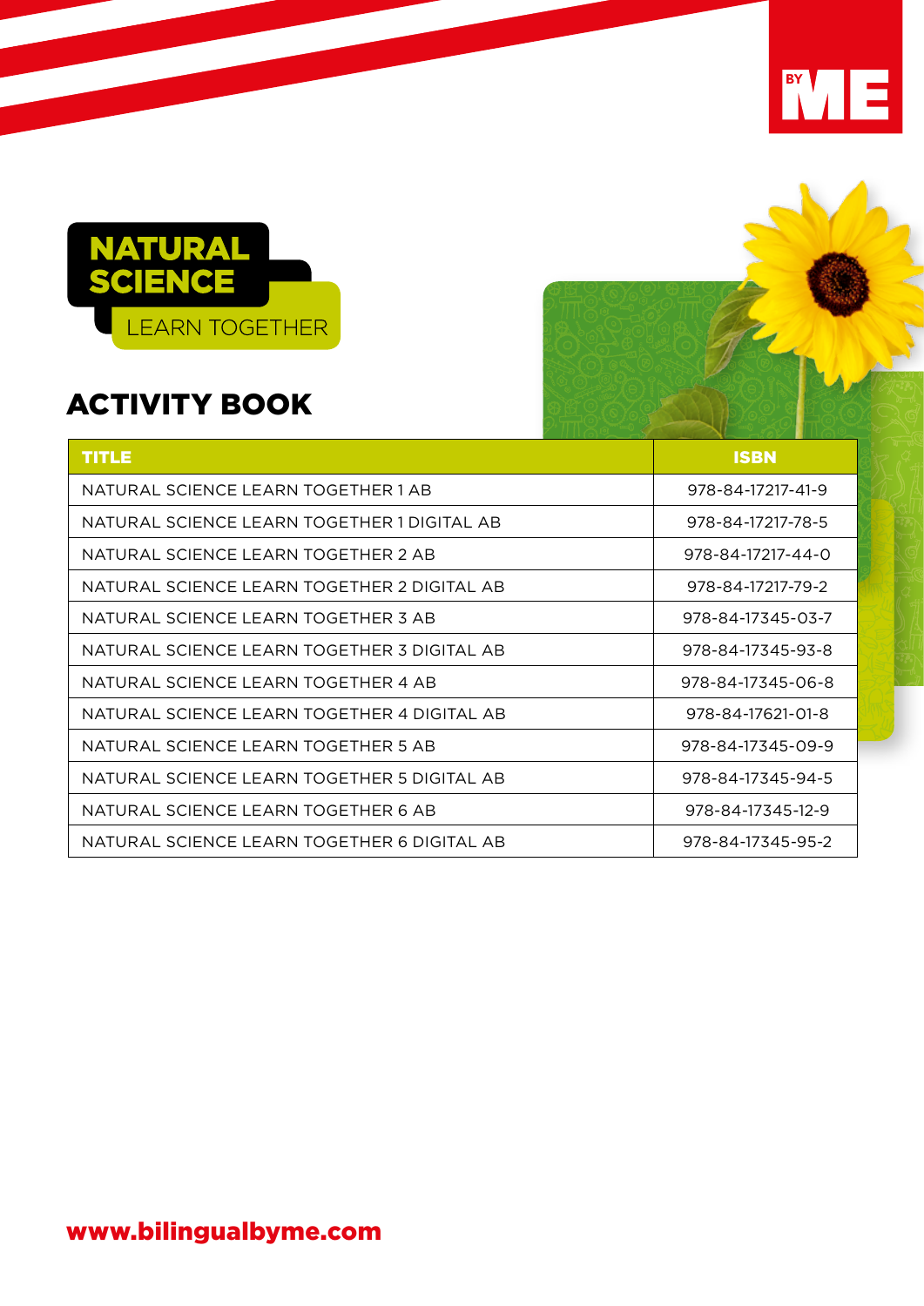# NATURAL SCIENCE

LEARN TOGETHER

## ACTIVITY BOOK

| TITLE | ISBN |
| --- | --- |
| NATURAL SCIENCE LEARN TOGETHER 1 AB | 978-84-17217-41-9 |
| NATURAL SCIENCE LEARN TOGETHER 1 DIGITAL AB | 978-84-17217-78-5 |
| NATURAL SCIENCE LEARN TOGETHER 2 AB | 978-84-17217-44-0 |
| NATURAL SCIENCE LEARN TOGETHER 2 DIGITAL AB | 978-84-17217-79-2 |
| NATURAL SCIENCE LEARN TOGETHER 3 AB | 978-84-17345-03-7 |
| NATURAL SCIENCE LEARN TOGETHER 3 DIGITAL AB | 978-84-17345-93-8 |
| NATURAL SCIENCE LEARN TOGETHER 4 AB | 978-84-17345-06-8 |
| NATURAL SCIENCE LEARN TOGETHER 4 DIGITAL AB | 978-84-17621-01-8 |
| NATURAL SCIENCE LEARN TOGETHER 5 AB | 978-84-17345-09-9 |
| NATURAL SCIENCE LEARN TOGETHER 5 DIGITAL AB | 978-84-17345-94-5 |
| NATURAL SCIENCE LEARN TOGETHER 6 AB | 978-84-17345-12-9 |
| NATURAL SCIENCE LEARN TOGETHER 6 DIGITAL AB | 978-84-17345-95-2 |

**www.bilingualbyme.com**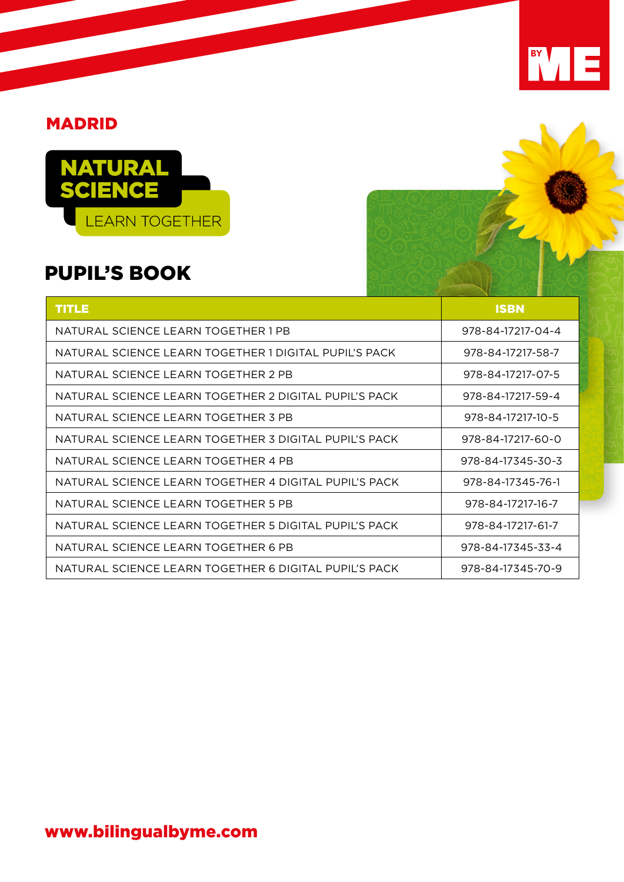## MADRID

# NATURAL SCIENCE

LEARN TOGETHER

## PUPIL'S BOOK

| TITLE | ISBN |
| --- | --- |
| NATURAL SCIENCE LEARN TOGETHER 1 PB | 978-84-17217-04-4 |
| NATURAL SCIENCE LEARN TOGETHER 1 DIGITAL PUPIL'S PACK | 978-84-17217-58-7 |
| NATURAL SCIENCE LEARN TOGETHER 2 PB | 978-84-17217-07-5 |
| NATURAL SCIENCE LEARN TOGETHER 2 DIGITAL PUPIL'S PACK | 978-84-17217-59-4 |
| NATURAL SCIENCE LEARN TOGETHER 3 PB | 978-84-17217-10-5 |
| NATURAL SCIENCE LEARN TOGETHER 3 DIGITAL PUPIL'S PACK | 978-84-17217-60-0 |
| NATURAL SCIENCE LEARN TOGETHER 4 PB | 978-84-17345-30-3 |
| NATURAL SCIENCE LEARN TOGETHER 4 DIGITAL PUPIL'S PACK | 978-84-17345-76-1 |
| NATURAL SCIENCE LEARN TOGETHER 5 PB | 978-84-17217-16-7 |
| NATURAL SCIENCE LEARN TOGETHER 5 DIGITAL PUPIL'S PACK | 978-84-17217-61-7 |
| NATURAL SCIENCE LEARN TOGETHER 6 PB | 978-84-17345-33-4 |
| NATURAL SCIENCE LEARN TOGETHER 6 DIGITAL PUPIL'S PACK | 978-84-17345-70-9 |

www.bilingualbyme.com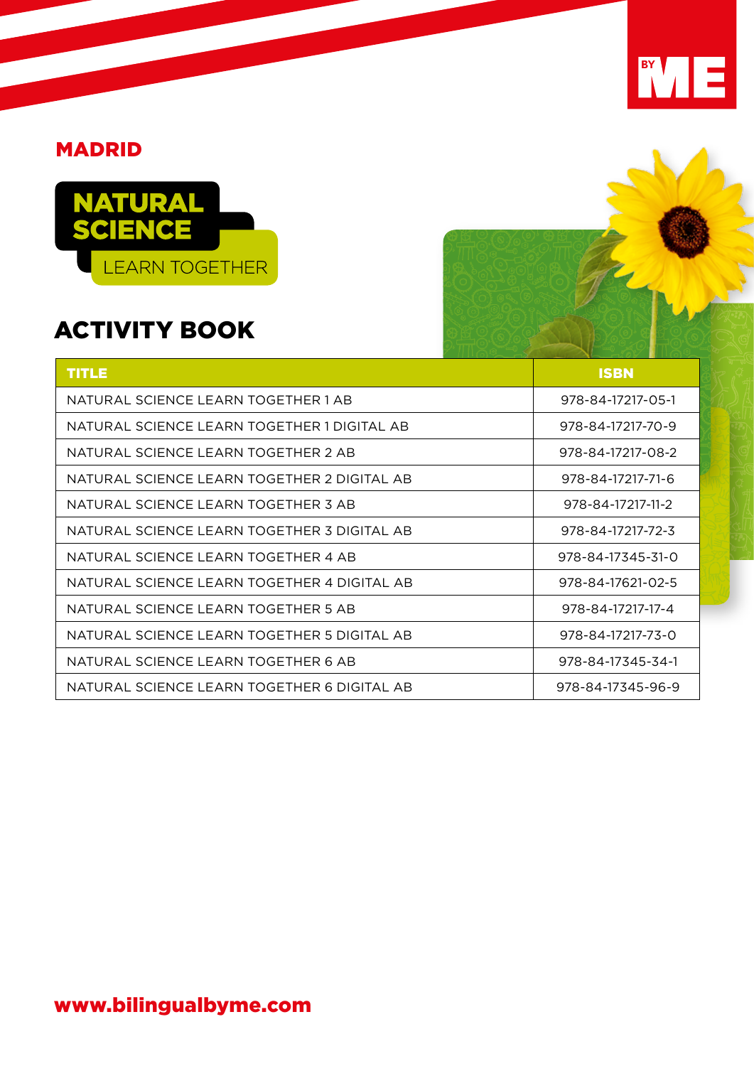## MADRID

# NATURAL SCIENCE

LEARN TOGETHER

## ACTIVITY BOOK

| TITLE | ISBN |
| --- | --- |
| NATURAL SCIENCE LEARN TOGETHER 1 AB | 978-84-17217-05-1 |
| NATURAL SCIENCE LEARN TOGETHER 1 DIGITAL AB | 978-84-17217-70-9 |
| NATURAL SCIENCE LEARN TOGETHER 2 AB | 978-84-17217-08-2 |
| NATURAL SCIENCE LEARN TOGETHER 2 DIGITAL AB | 978-84-17217-71-6 |
| NATURAL SCIENCE LEARN TOGETHER 3 AB | 978-84-17217-11-2 |
| NATURAL SCIENCE LEARN TOGETHER 3 DIGITAL AB | 978-84-17217-72-3 |
| NATURAL SCIENCE LEARN TOGETHER 4 AB | 978-84-17345-31-0 |
| NATURAL SCIENCE LEARN TOGETHER 4 DIGITAL AB | 978-84-17621-02-5 |
| NATURAL SCIENCE LEARN TOGETHER 5 AB | 978-84-17217-17-4 |
| NATURAL SCIENCE LEARN TOGETHER 5 DIGITAL AB | 978-84-17217-73-0 |
| NATURAL SCIENCE LEARN TOGETHER 6 AB | 978-84-17345-34-1 |
| NATURAL SCIENCE LEARN TOGETHER 6 DIGITAL AB | 978-84-17345-96-9 |

**www.bilingualbyme.com**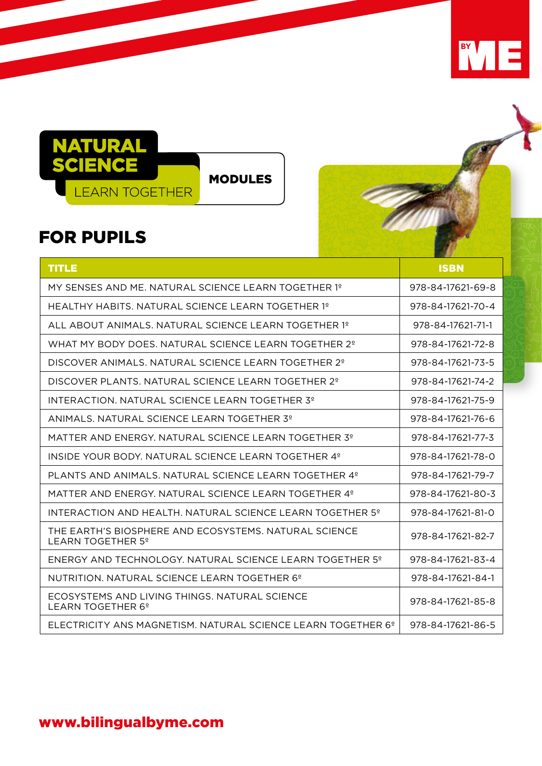# NATURAL SCIENCE

LEARN TOGETHER

**MODULES**

## FOR PUPILS

| TITLE | ISBN |
|---|---|
| MY SENSES AND ME. NATURAL SCIENCE LEARN TOGETHER 1º | 978-84-17621-69-8 |
| HEALTHY HABITS. NATURAL SCIENCE LEARN TOGETHER 1º | 978-84-17621-70-4 |
| ALL ABOUT ANIMALS. NATURAL SCIENCE LEARN TOGETHER 1º | 978-84-17621-71-1 |
| WHAT MY BODY DOES. NATURAL SCIENCE LEARN TOGETHER 2º | 978-84-17621-72-8 |
| DISCOVER ANIMALS. NATURAL SCIENCE LEARN TOGETHER 2º | 978-84-17621-73-5 |
| DISCOVER PLANTS. NATURAL SCIENCE LEARN TOGETHER 2º | 978-84-17621-74-2 |
| INTERACTION. NATURAL SCIENCE LEARN TOGETHER 3º | 978-84-17621-75-9 |
| ANIMALS. NATURAL SCIENCE LEARN TOGETHER 3º | 978-84-17621-76-6 |
| MATTER AND ENERGY. NATURAL SCIENCE LEARN TOGETHER 3º | 978-84-17621-77-3 |
| INSIDE YOUR BODY. NATURAL SCIENCE LEARN TOGETHER 4º | 978-84-17621-78-0 |
| PLANTS AND ANIMALS. NATURAL SCIENCE LEARN TOGETHER 4º | 978-84-17621-79-7 |
| MATTER AND ENERGY. NATURAL SCIENCE LEARN TOGETHER 4º | 978-84-17621-80-3 |
| INTERACTION AND HEALTH. NATURAL SCIENCE LEARN TOGETHER 5º | 978-84-17621-81-0 |
| THE EARTH'S BIOSPHERE AND ECOSYSTEMS. NATURAL SCIENCE LEARN TOGETHER 5º | 978-84-17621-82-7 |
| ENERGY AND TECHNOLOGY. NATURAL SCIENCE LEARN TOGETHER 5º | 978-84-17621-83-4 |
| NUTRITION. NATURAL SCIENCE LEARN TOGETHER 6º | 978-84-17621-84-1 |
| ECOSYSTEMS AND LIVING THINGS. NATURAL SCIENCE LEARN TOGETHER 6º | 978-84-17621-85-8 |
| ELECTRICITY ANS MAGNETISM. NATURAL SCIENCE LEARN TOGETHER 6º | 978-84-17621-86-5 |

**www.bilingualbyme.com**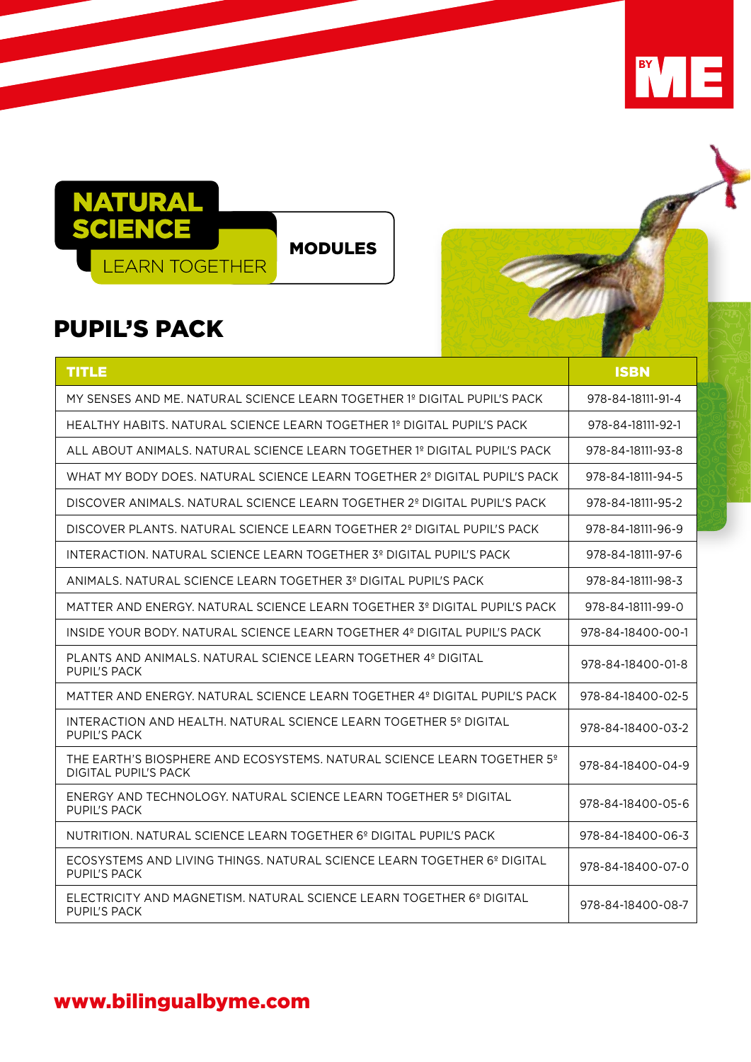# NATURAL SCIENCE

LEARN TOGETHER

**MODULES**

## PUPIL'S PACK

| TITLE | ISBN |
|---|---|
| MY SENSES AND ME. NATURAL SCIENCE LEARN TOGETHER 1º DIGITAL PUPIL'S PACK | 978-84-18111-91-4 |
| HEALTHY HABITS. NATURAL SCIENCE LEARN TOGETHER 1º DIGITAL PUPIL'S PACK | 978-84-18111-92-1 |
| ALL ABOUT ANIMALS. NATURAL SCIENCE LEARN TOGETHER 1º DIGITAL PUPIL'S PACK | 978-84-18111-93-8 |
| WHAT MY BODY DOES. NATURAL SCIENCE LEARN TOGETHER 2º DIGITAL PUPIL'S PACK | 978-84-18111-94-5 |
| DISCOVER ANIMALS. NATURAL SCIENCE LEARN TOGETHER 2º DIGITAL PUPIL'S PACK | 978-84-18111-95-2 |
| DISCOVER PLANTS. NATURAL SCIENCE LEARN TOGETHER 2º DIGITAL PUPIL'S PACK | 978-84-18111-96-9 |
| INTERACTION. NATURAL SCIENCE LEARN TOGETHER 3º DIGITAL PUPIL'S PACK | 978-84-18111-97-6 |
| ANIMALS. NATURAL SCIENCE LEARN TOGETHER 3º DIGITAL PUPIL'S PACK | 978-84-18111-98-3 |
| MATTER AND ENERGY. NATURAL SCIENCE LEARN TOGETHER 3º DIGITAL PUPIL'S PACK | 978-84-18111-99-0 |
| INSIDE YOUR BODY. NATURAL SCIENCE LEARN TOGETHER 4º DIGITAL PUPIL'S PACK | 978-84-18400-00-1 |
| PLANTS AND ANIMALS. NATURAL SCIENCE LEARN TOGETHER 4º DIGITAL PUPIL'S PACK | 978-84-18400-01-8 |
| MATTER AND ENERGY. NATURAL SCIENCE LEARN TOGETHER 4º DIGITAL PUPIL'S PACK | 978-84-18400-02-5 |
| INTERACTION AND HEALTH. NATURAL SCIENCE LEARN TOGETHER 5º DIGITAL PUPIL'S PACK | 978-84-18400-03-2 |
| THE EARTH'S BIOSPHERE AND ECOSYSTEMS. NATURAL SCIENCE LEARN TOGETHER 5º DIGITAL PUPIL'S PACK | 978-84-18400-04-9 |
| ENERGY AND TECHNOLOGY. NATURAL SCIENCE LEARN TOGETHER 5º DIGITAL PUPIL'S PACK | 978-84-18400-05-6 |
| NUTRITION. NATURAL SCIENCE LEARN TOGETHER 6º DIGITAL PUPIL'S PACK | 978-84-18400-06-3 |
| ECOSYSTEMS AND LIVING THINGS. NATURAL SCIENCE LEARN TOGETHER 6º DIGITAL PUPIL'S PACK | 978-84-18400-07-0 |
| ELECTRICITY AND MAGNETISM. NATURAL SCIENCE LEARN TOGETHER 6º DIGITAL PUPIL'S PACK | 978-84-18400-08-7 |

**www.bilingualbyme.com**